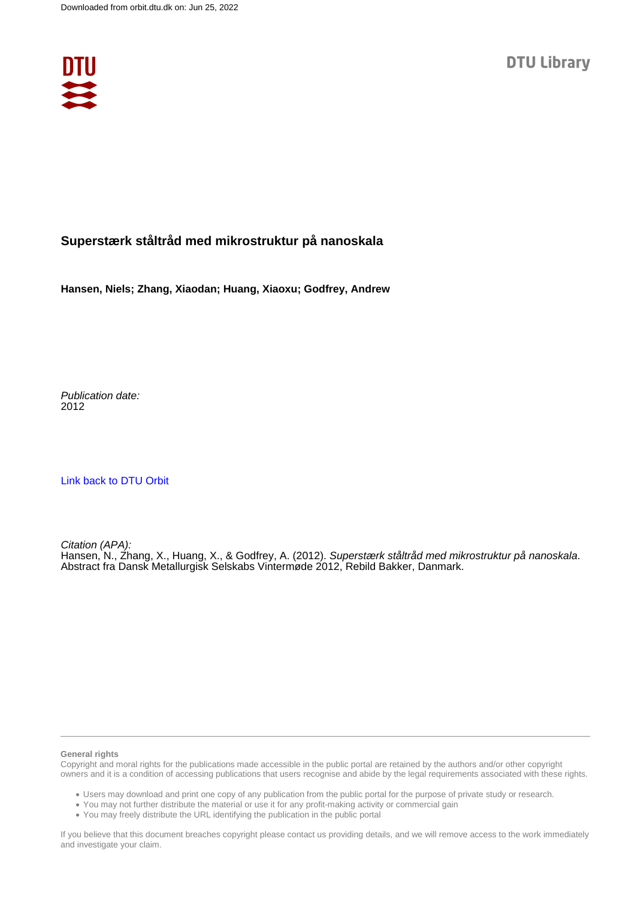Downloaded from orbit.dtu.dk on: Jun 25, 2022

DTU Library

# Superstærk ståltråd med mikrostruktur på nanoskala

**Hansen, Niels; Zhang, Xiaodan; Huang, Xiaoxu; Godfrey, Andrew**

*Publication date:*
2012

[Link back to DTU Orbit](#)

*Citation (APA):*
Hansen, N., Zhang, X., Huang, X., & Godfrey, A. (2012). *Superstærk ståltråd med mikrostruktur på nanoskala*. Abstract fra Dansk Metallurgisk Selskabs Vintermøde 2012, Rebild Bakker, Danmark.

**General rights**
Copyright and moral rights for the publications made accessible in the public portal are retained by the authors and/or other copyright owners and it is a condition of accessing publications that users recognise and abide by the legal requirements associated with these rights.

- Users may download and print one copy of any publication from the public portal for the purpose of private study or research.
- You may not further distribute the material or use it for any profit-making activity or commercial gain
- You may freely distribute the URL identifying the publication in the public portal

If you believe that this document breaches copyright please contact us providing details, and we will remove access to the work immediately and investigate your claim.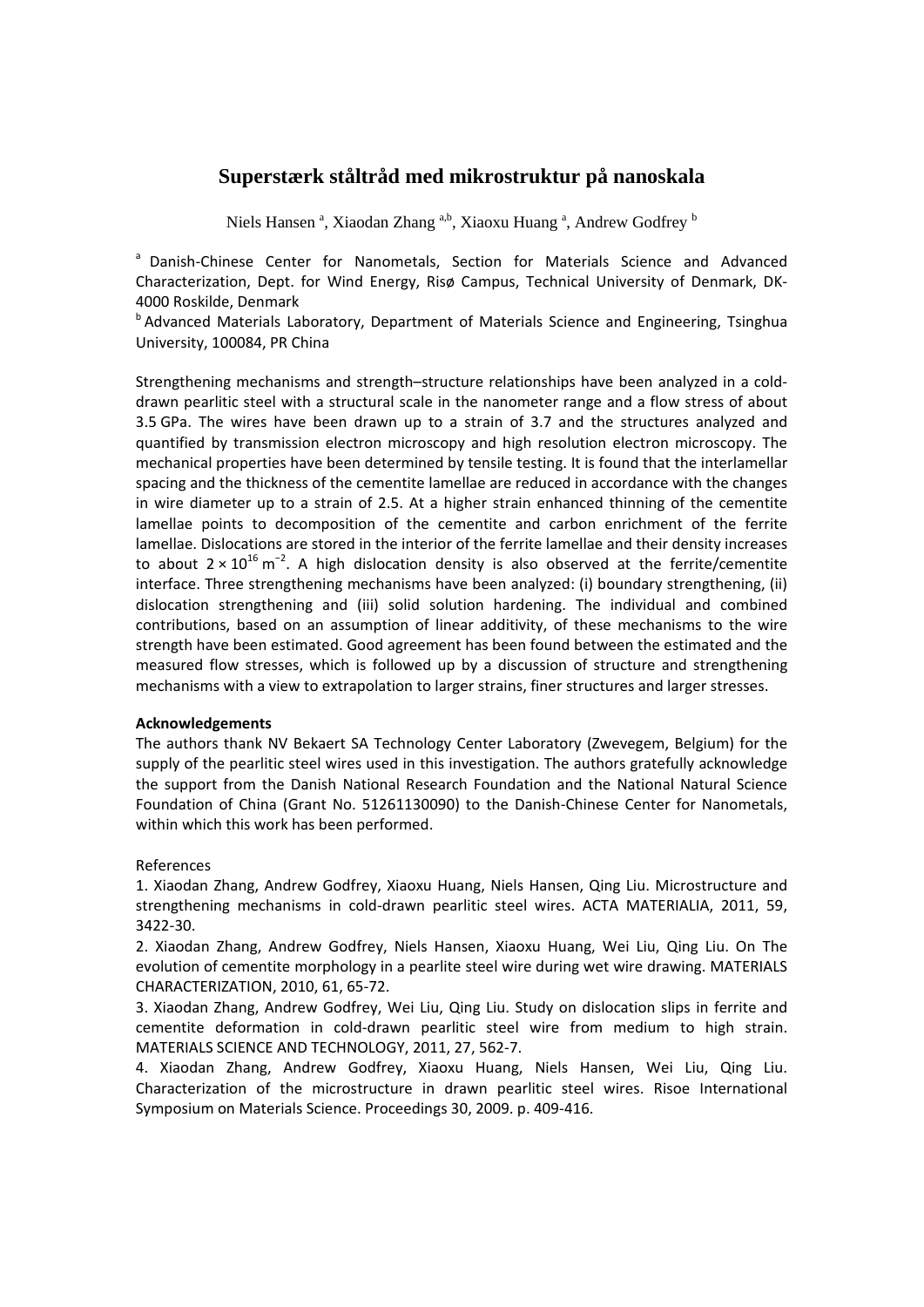# Superstærk ståltråd med mikrostruktur på nanoskala

Niels Hansen [a], Xiaodan Zhang [a,b], Xiaoxu Huang [a], Andrew Godfrey [b]

[a] Danish-Chinese Center for Nanometals, Section for Materials Science and Advanced Characterization, Dept. for Wind Energy, Risø Campus, Technical University of Denmark, DK-4000 Roskilde, Denmark

[b] Advanced Materials Laboratory, Department of Materials Science and Engineering, Tsinghua University, 100084, PR China

Strengthening mechanisms and strength–structure relationships have been analyzed in a cold-drawn pearlitic steel with a structural scale in the nanometer range and a flow stress of about 3.5 GPa. The wires have been drawn up to a strain of 3.7 and the structures analyzed and quantified by transmission electron microscopy and high resolution electron microscopy. The mechanical properties have been determined by tensile testing. It is found that the interlamellar spacing and the thickness of the cementite lamellae are reduced in accordance with the changes in wire diameter up to a strain of 2.5. At a higher strain enhanced thinning of the cementite lamellae points to decomposition of the cementite and carbon enrichment of the ferrite lamellae. Dislocations are stored in the interior of the ferrite lamellae and their density increases to about $2 \times 10^{16}\,m^{-2}$. A high dislocation density is also observed at the ferrite/cementite interface. Three strengthening mechanisms have been analyzed: (i) boundary strengthening, (ii) dislocation strengthening and (iii) solid solution hardening. The individual and combined contributions, based on an assumption of linear additivity, of these mechanisms to the wire strength have been estimated. Good agreement has been found between the estimated and the measured flow stresses, which is followed up by a discussion of structure and strengthening mechanisms with a view to extrapolation to larger strains, finer structures and larger stresses.

**Acknowledgements**

The authors thank NV Bekaert SA Technology Center Laboratory (Zwevegem, Belgium) for the supply of the pearlitic steel wires used in this investigation. The authors gratefully acknowledge the support from the Danish National Research Foundation and the National Natural Science Foundation of China (Grant No. 51261130090) to the Danish-Chinese Center for Nanometals, within which this work has been performed.

References

1. Xiaodan Zhang, Andrew Godfrey, Xiaoxu Huang, Niels Hansen, Qing Liu. Microstructure and strengthening mechanisms in cold-drawn pearlitic steel wires. ACTA MATERIALIA, 2011, 59, 3422-30.
2. Xiaodan Zhang, Andrew Godfrey, Niels Hansen, Xiaoxu Huang, Wei Liu, Qing Liu. On The evolution of cementite morphology in a pearlite steel wire during wet wire drawing. MATERIALS CHARACTERIZATION, 2010, 61, 65-72.
3. Xiaodan Zhang, Andrew Godfrey, Wei Liu, Qing Liu. Study on dislocation slips in ferrite and cementite deformation in cold-drawn pearlitic steel wire from medium to high strain. MATERIALS SCIENCE AND TECHNOLOGY, 2011, 27, 562-7.
4. Xiaodan Zhang, Andrew Godfrey, Xiaoxu Huang, Niels Hansen, Wei Liu, Qing Liu. Characterization of the microstructure in drawn pearlitic steel wires. Risoe International Symposium on Materials Science. Proceedings 30, 2009. p. 409-416.